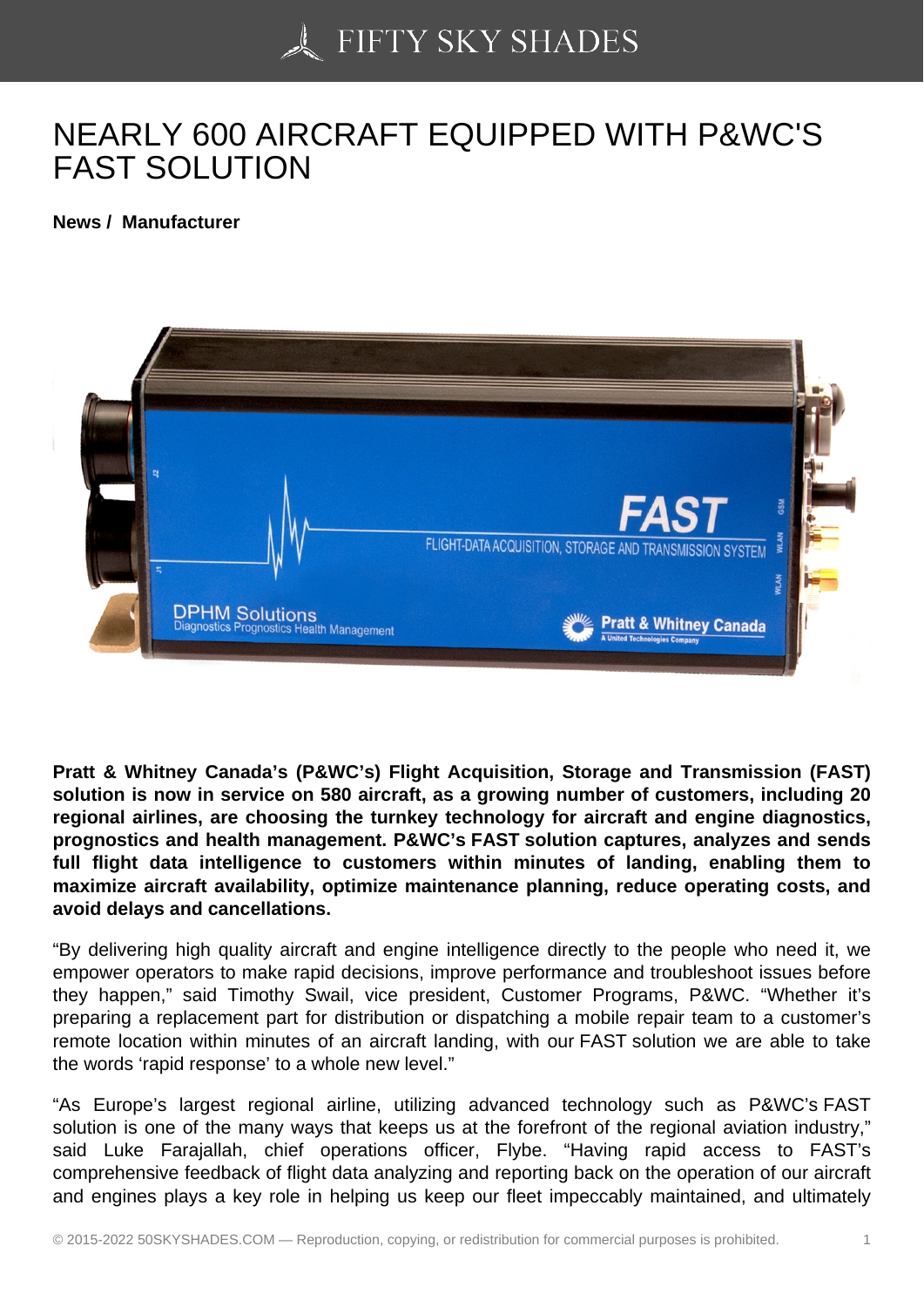# NEARLY 600 AIRCRAFT EQUIPPED WITH P&WC'S FAST SOLUTION

**News / Manufacturer**

**Pratt & Whitney Canada's (P&WC's) Flight Acquisition, Storage and Transmission (FAST) solution is now in service on 580 aircraft, as a growing number of customers, including 20 regional airlines, are choosing the turnkey technology for aircraft and engine diagnostics, prognostics and health management. P&WC's FAST solution captures, analyzes and sends full flight data intelligence to customers within minutes of landing, enabling them to maximize aircraft availability, optimize maintenance planning, reduce operating costs, and avoid delays and cancellations.**

"By delivering high quality aircraft and engine intelligence directly to the people who need it, we empower operators to make rapid decisions, improve performance and troubleshoot issues before they happen," said Timothy Swail, vice president, Customer Programs, P&WC. "Whether it's preparing a replacement part for distribution or dispatching a mobile repair team to a customer's remote location within minutes of an aircraft landing, with our FAST solution we are able to take the words 'rapid response' to a whole new level."

"As Europe's largest regional airline, utilizing advanced technology such as P&WC's FAST solution is one of the many ways that keeps us at the forefront of the regional aviation industry," said Luke Farajallah, chief operations officer, Flybe. "Having rapid access to FAST's comprehensive feedback of flight data analyzing and reporting back on the operation of our aircraft and engines plays a key role in helping us keep our fleet impeccably maintained, and ultimately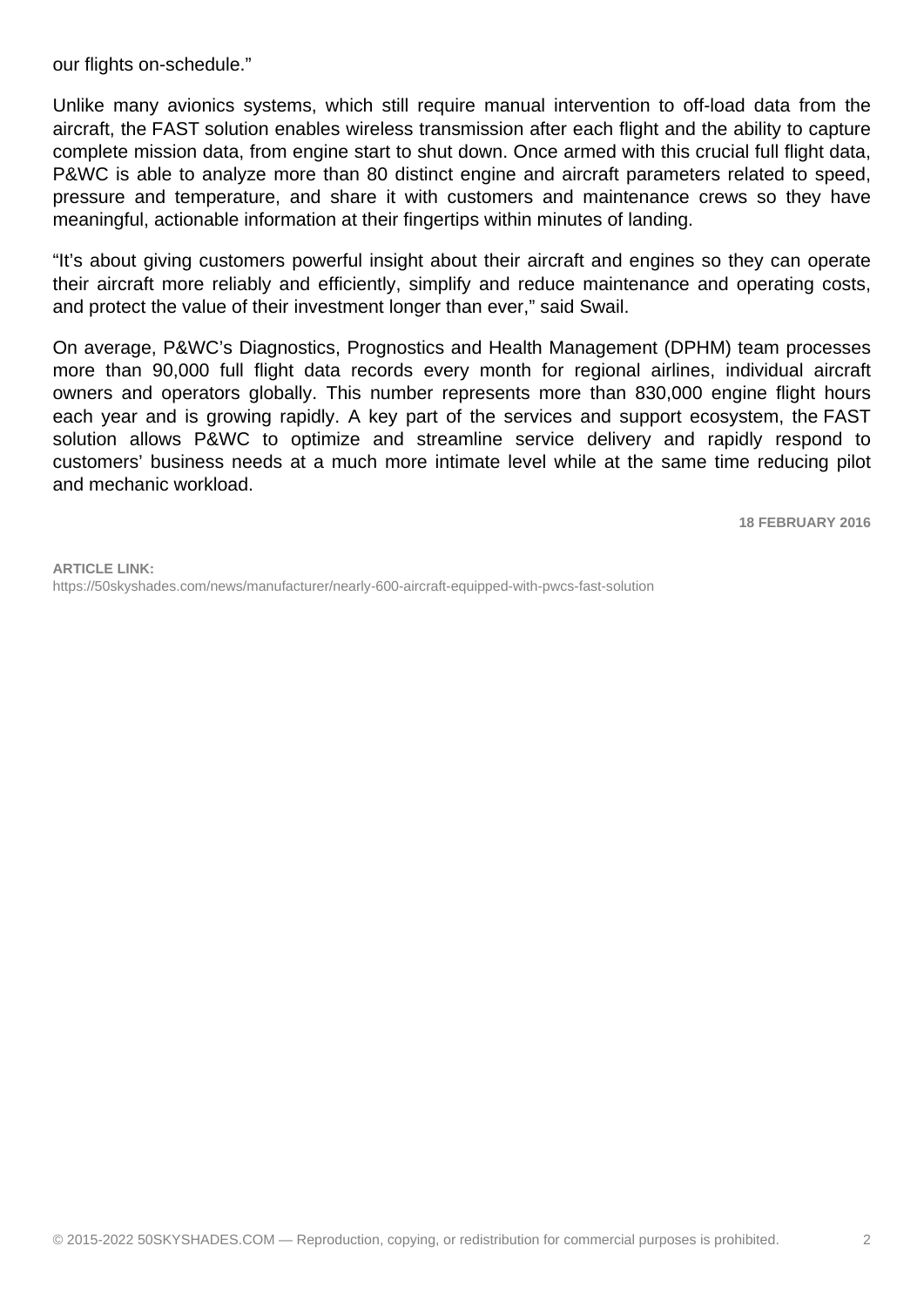our flights on-schedule."

Unlike many avionics systems, which still require manual intervention to off-load data from the aircraft, the FAST solution enables wireless transmission after each flight and the ability to capture complete mission data, from engine start to shut down. Once armed with this crucial full flight data, P&WC is able to analyze more than 80 distinct engine and aircraft parameters related to speed, pressure and temperature, and share it with customers and maintenance crews so they have meaningful, actionable information at their fingertips within minutes of landing.

"It's about giving customers powerful insight about their aircraft and engines so they can operate their aircraft more reliably and efficiently, simplify and reduce maintenance and operating costs, and protect the value of their investment longer than ever," said Swail.

On average, P&WC's Diagnostics, Prognostics and Health Management (DPHM) team processes more than 90,000 full flight data records every month for regional airlines, individual aircraft owners and operators globally. This number represents more than 830,000 engine flight hours each year and is growing rapidly. A key part of the services and support ecosystem, the FAST solution allows P&WC to optimize and streamline service delivery and rapidly respond to customers' business needs at a much more intimate level while at the same time reducing pilot and mechanic workload.

**18 FEBRUARY 2016**

**ARTICLE LINK:**
https://50skyshades.com/news/manufacturer/nearly-600-aircraft-equipped-with-pwcs-fast-solution